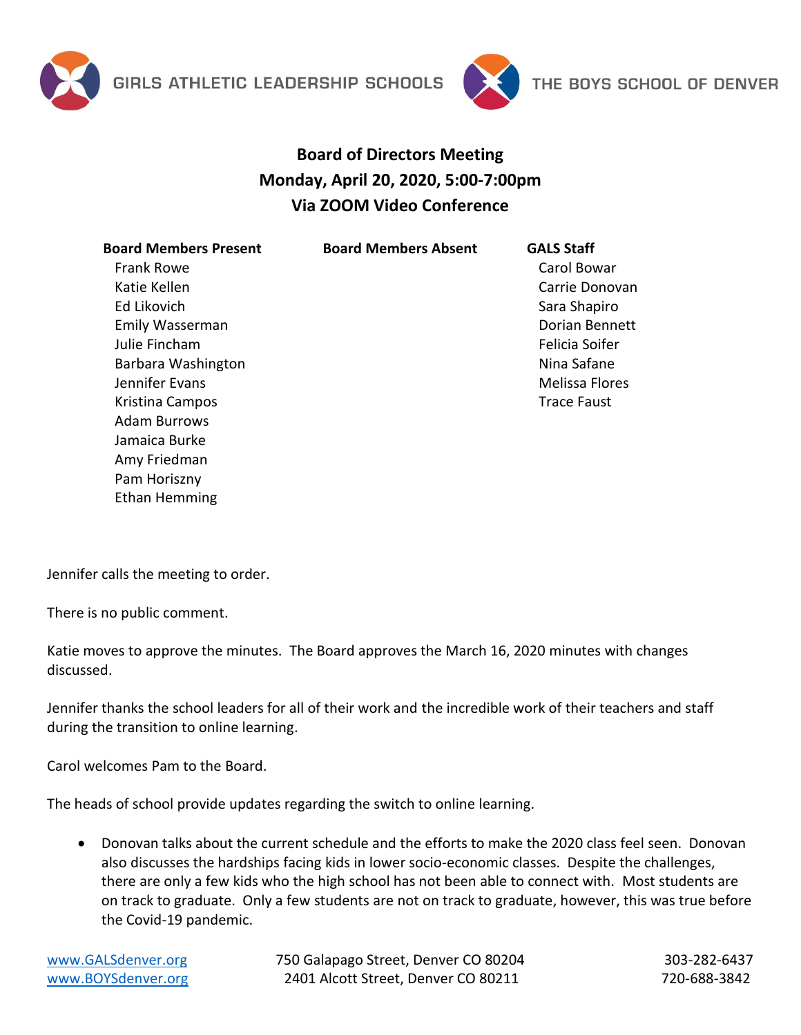GIRLS ATHLETIC LEADERSHIP SCHOOLS THE BOYS SCHOOL OF DENVER

## Board of Directors Meeting
## Monday, April 20, 2020, 5:00-7:00pm
## Via ZOOM Video Conference

| Board Members Present | Board Members Absent | GALS Staff |
|---|---|---|
| Frank Rowe | | Carol Bowar |
| Katie Kellen | | Carrie Donovan |
| Ed Likovich | | Sara Shapiro |
| Emily Wasserman | | Dorian Bennett |
| Julie Fincham | | Felicia Soifer |
| Barbara Washington | | Nina Safane |
| Jennifer Evans | | Melissa Flores |
| Kristina Campos | | Trace Faust |
| Adam Burrows | | |
| Jamaica Burke | | |
| Amy Friedman | | |
| Pam Horiszny | | |
| Ethan Hemming | | |

Jennifer calls the meeting to order.

There is no public comment.

Katie moves to approve the minutes. The Board approves the March 16, 2020 minutes with changes discussed.

Jennifer thanks the school leaders for all of their work and the incredible work of their teachers and staff during the transition to online learning.

Carol welcomes Pam to the Board.

The heads of school provide updates regarding the switch to online learning.

- Donovan talks about the current schedule and the efforts to make the 2020 class feel seen. Donovan also discusses the hardships facing kids in lower socio-economic classes. Despite the challenges, there are only a few kids who the high school has not been able to connect with. Most students are on track to graduate. Only a few students are not on track to graduate, however, this was true before the Covid-19 pandemic.

www.GALSdenver.org 750 Galapago Street, Denver CO 80204 303-282-6437
www.BOYSdenver.org 2401 Alcott Street, Denver CO 80211 720-688-3842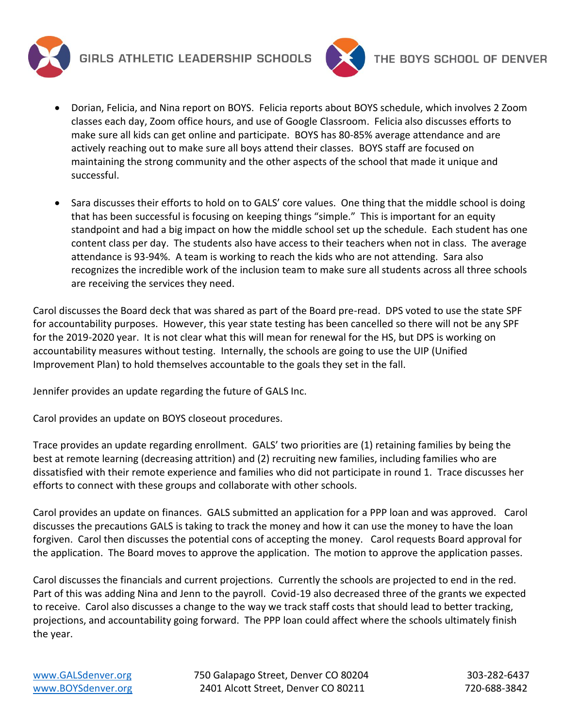- Dorian, Felicia, and Nina report on BOYS. Felicia reports about BOYS schedule, which involves 2 Zoom classes each day, Zoom office hours, and use of Google Classroom. Felicia also discusses efforts to make sure all kids can get online and participate. BOYS has 80-85% average attendance and are actively reaching out to make sure all boys attend their classes. BOYS staff are focused on maintaining the strong community and the other aspects of the school that made it unique and successful.

- Sara discusses their efforts to hold on to GALS' core values. One thing that the middle school is doing that has been successful is focusing on keeping things "simple." This is important for an equity standpoint and had a big impact on how the middle school set up the schedule. Each student has one content class per day. The students also have access to their teachers when not in class. The average attendance is 93-94%. A team is working to reach the kids who are not attending. Sara also recognizes the incredible work of the inclusion team to make sure all students across all three schools are receiving the services they need.

Carol discusses the Board deck that was shared as part of the Board pre-read. DPS voted to use the state SPF for accountability purposes. However, this year state testing has been cancelled so there will not be any SPF for the 2019-2020 year. It is not clear what this will mean for renewal for the HS, but DPS is working on accountability measures without testing. Internally, the schools are going to use the UIP (Unified Improvement Plan) to hold themselves accountable to the goals they set in the fall.

Jennifer provides an update regarding the future of GALS Inc.

Carol provides an update on BOYS closeout procedures.

Trace provides an update regarding enrollment. GALS' two priorities are (1) retaining families by being the best at remote learning (decreasing attrition) and (2) recruiting new families, including families who are dissatisfied with their remote experience and families who did not participate in round 1. Trace discusses her efforts to connect with these groups and collaborate with other schools.

Carol provides an update on finances. GALS submitted an application for a PPP loan and was approved. Carol discusses the precautions GALS is taking to track the money and how it can use the money to have the loan forgiven. Carol then discusses the potential cons of accepting the money. Carol requests Board approval for the application. The Board moves to approve the application. The motion to approve the application passes.

Carol discusses the financials and current projections. Currently the schools are projected to end in the red. Part of this was adding Nina and Jenn to the payroll. Covid-19 also decreased three of the grants we expected to receive. Carol also discusses a change to the way we track staff costs that should lead to better tracking, projections, and accountability going forward. The PPP loan could affect where the schools ultimately finish the year.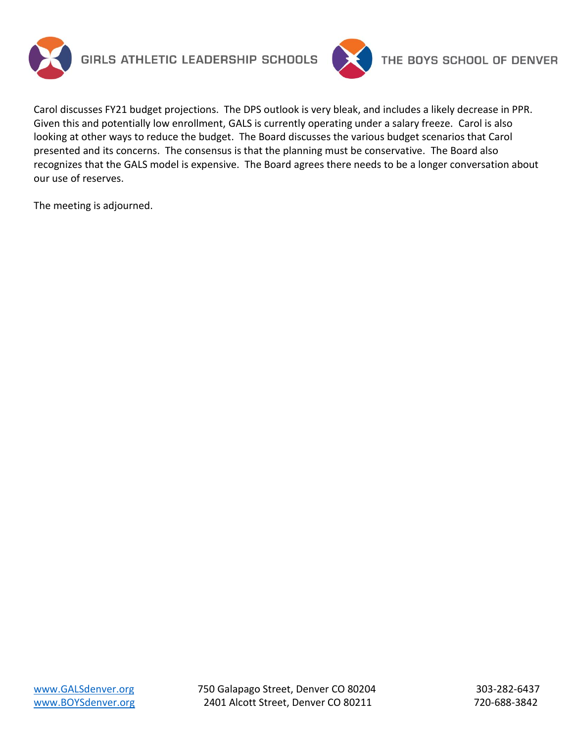Carol discusses FY21 budget projections. The DPS outlook is very bleak, and includes a likely decrease in PPR. Given this and potentially low enrollment, GALS is currently operating under a salary freeze. Carol is also looking at other ways to reduce the budget. The Board discusses the various budget scenarios that Carol presented and its concerns. The consensus is that the planning must be conservative. The Board also recognizes that the GALS model is expensive. The Board agrees there needs to be a longer conversation about our use of reserves.

The meeting is adjourned.